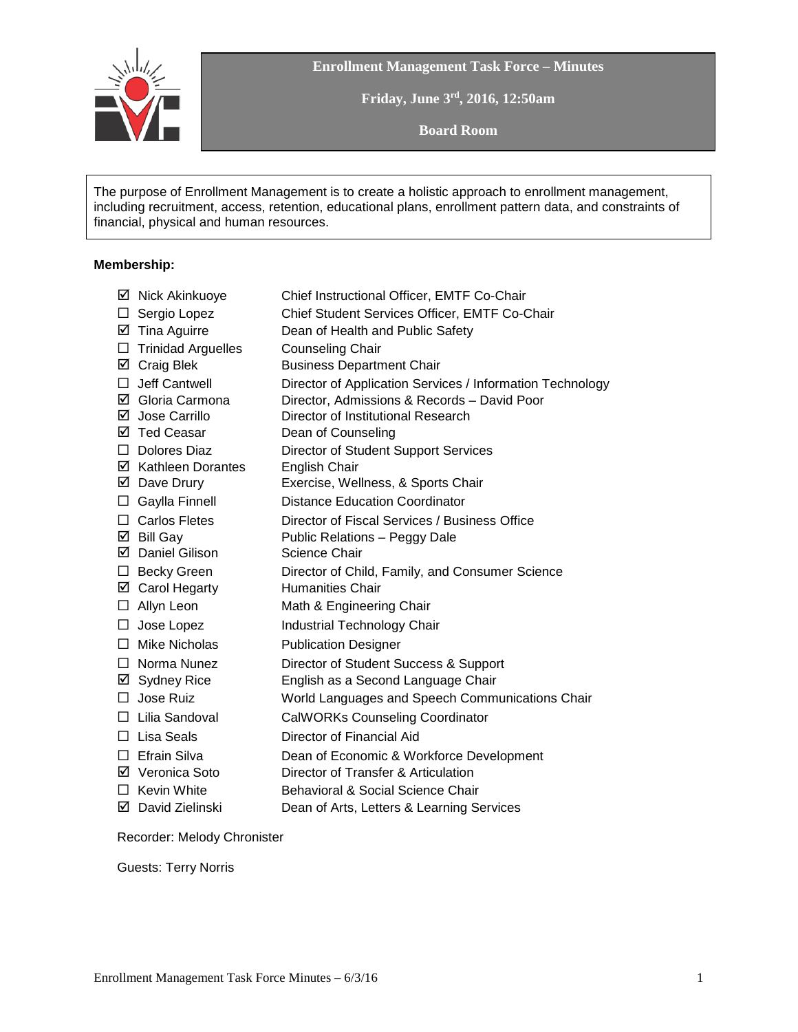# Enrollment Management Task Force – Minutes

**Friday, June 3rd, 2016, 12:50am**

**Board Room**

The purpose of Enrollment Management is to create a holistic approach to enrollment management, including recruitment, access, retention, educational plans, enrollment pattern data, and constraints of financial, physical and human resources.

**Membership:**

| | Name | Title |
|---|---|---|
| ☑ | Nick Akinkuoye | Chief Instructional Officer, EMTF Co-Chair |
| ☐ | Sergio Lopez | Chief Student Services Officer, EMTF Co-Chair |
| ☑ | Tina Aguirre | Dean of Health and Public Safety |
| ☐ | Trinidad Arguelles | Counseling Chair |
| ☑ | Craig Blek | Business Department Chair |
| ☐ | Jeff Cantwell | Director of Application Services / Information Technology |
| ☑ | Gloria Carmona | Director, Admissions & Records – David Poor |
| ☑ | Jose Carrillo | Director of Institutional Research |
| ☑ | Ted Ceasar | Dean of Counseling |
| ☐ | Dolores Diaz | Director of Student Support Services |
| ☑ | Kathleen Dorantes | English Chair |
| ☑ | Dave Drury | Exercise, Wellness, & Sports Chair |
| ☐ | Gaylla Finnell | Distance Education Coordinator |
| ☐ | Carlos Fletes | Director of Fiscal Services / Business Office |
| ☑ | Bill Gay | Public Relations – Peggy Dale |
| ☑ | Daniel Gilison | Science Chair |
| ☐ | Becky Green | Director of Child, Family, and Consumer Science |
| ☑ | Carol Hegarty | Humanities Chair |
| ☐ | Allyn Leon | Math & Engineering Chair |
| ☐ | Jose Lopez | Industrial Technology Chair |
| ☐ | Mike Nicholas | Publication Designer |
| ☐ | Norma Nunez | Director of Student Success & Support |
| ☑ | Sydney Rice | English as a Second Language Chair |
| ☐ | Jose Ruiz | World Languages and Speech Communications Chair |
| ☐ | Lilia Sandoval | CalWORKs Counseling Coordinator |
| ☐ | Lisa Seals | Director of Financial Aid |
| ☐ | Efrain Silva | Dean of Economic & Workforce Development |
| ☑ | Veronica Soto | Director of Transfer & Articulation |
| ☐ | Kevin White | Behavioral & Social Science Chair |
| ☑ | David Zielinski | Dean of Arts, Letters & Learning Services |

Recorder: Melody Chronister

Guests: Terry Norris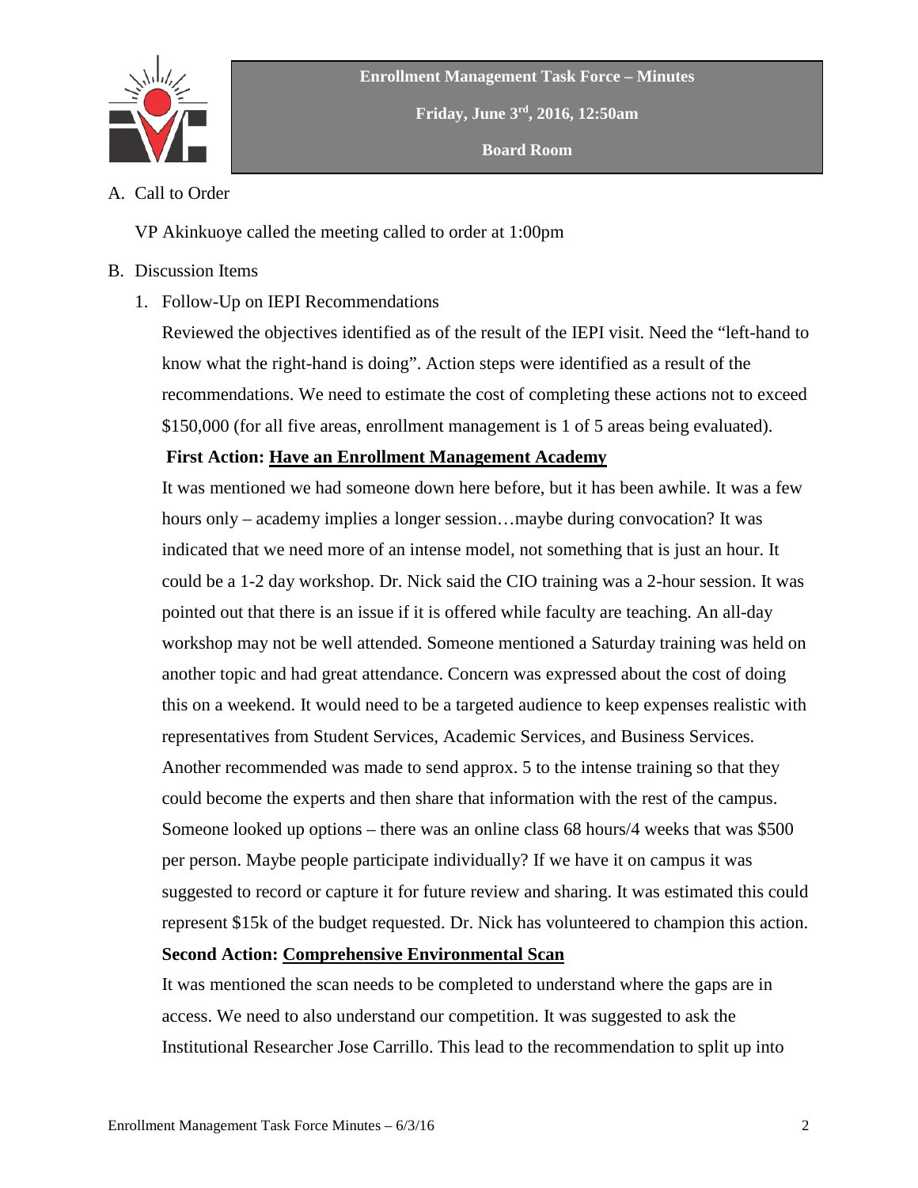**Enrollment Management Task Force – Minutes**

**Friday, June 3rd, 2016, 12:50am**

**Board Room**

A. Call to Order

VP Akinkuoye called the meeting called to order at 1:00pm

B. Discussion Items

1. Follow-Up on IEPI Recommendations

Reviewed the objectives identified as of the result of the IEPI visit. Need the "left-hand to know what the right-hand is doing". Action steps were identified as a result of the recommendations. We need to estimate the cost of completing these actions not to exceed $150,000 (for all five areas, enrollment management is 1 of 5 areas being evaluated).

**First Action: <u>Have an Enrollment Management Academy</u>**

It was mentioned we had someone down here before, but it has been awhile. It was a few hours only – academy implies a longer session…maybe during convocation? It was indicated that we need more of an intense model, not something that is just an hour. It could be a 1-2 day workshop. Dr. Nick said the CIO training was a 2-hour session. It was pointed out that there is an issue if it is offered while faculty are teaching. An all-day workshop may not be well attended. Someone mentioned a Saturday training was held on another topic and had great attendance. Concern was expressed about the cost of doing this on a weekend. It would need to be a targeted audience to keep expenses realistic with representatives from Student Services, Academic Services, and Business Services. Another recommended was made to send approx. 5 to the intense training so that they could become the experts and then share that information with the rest of the campus. Someone looked up options – there was an online class 68 hours/4 weeks that was $500 per person. Maybe people participate individually? If we have it on campus it was suggested to record or capture it for future review and sharing. It was estimated this could represent $15k of the budget requested. Dr. Nick has volunteered to champion this action.

**Second Action: <u>Comprehensive Environmental Scan</u>**

It was mentioned the scan needs to be completed to understand where the gaps are in access. We need to also understand our competition. It was suggested to ask the Institutional Researcher Jose Carrillo. This lead to the recommendation to split up into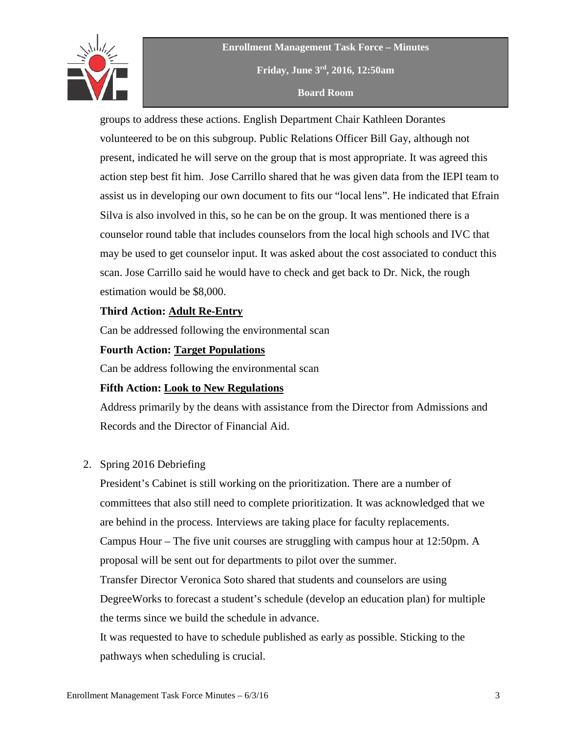groups to address these actions. English Department Chair Kathleen Dorantes volunteered to be on this subgroup. Public Relations Officer Bill Gay, although not present, indicated he will serve on the group that is most appropriate. It was agreed this action step best fit him. Jose Carrillo shared that he was given data from the IEPI team to assist us in developing our own document to fits our "local lens". He indicated that Efrain Silva is also involved in this, so he can be on the group. It was mentioned there is a counselor round table that includes counselors from the local high schools and IVC that may be used to get counselor input. It was asked about the cost associated to conduct this scan. Jose Carrillo said he would have to check and get back to Dr. Nick, the rough estimation would be $8,000.

**Third Action: <u>Adult Re-Entry</u>**

Can be addressed following the environmental scan

**Fourth Action: <u>Target Populations</u>**

Can be address following the environmental scan

**Fifth Action: <u>Look to New Regulations</u>**

Address primarily by the deans with assistance from the Director from Admissions and Records and the Director of Financial Aid.

2. Spring 2016 Debriefing

   President's Cabinet is still working on the prioritization. There are a number of committees that also still need to complete prioritization. It was acknowledged that we are behind in the process. Interviews are taking place for faculty replacements.

   Campus Hour – The five unit courses are struggling with campus hour at 12:50pm. A proposal will be sent out for departments to pilot over the summer.

   Transfer Director Veronica Soto shared that students and counselors are using DegreeWorks to forecast a student's schedule (develop an education plan) for multiple the terms since we build the schedule in advance.

   It was requested to have to schedule published as early as possible. Sticking to the pathways when scheduling is crucial.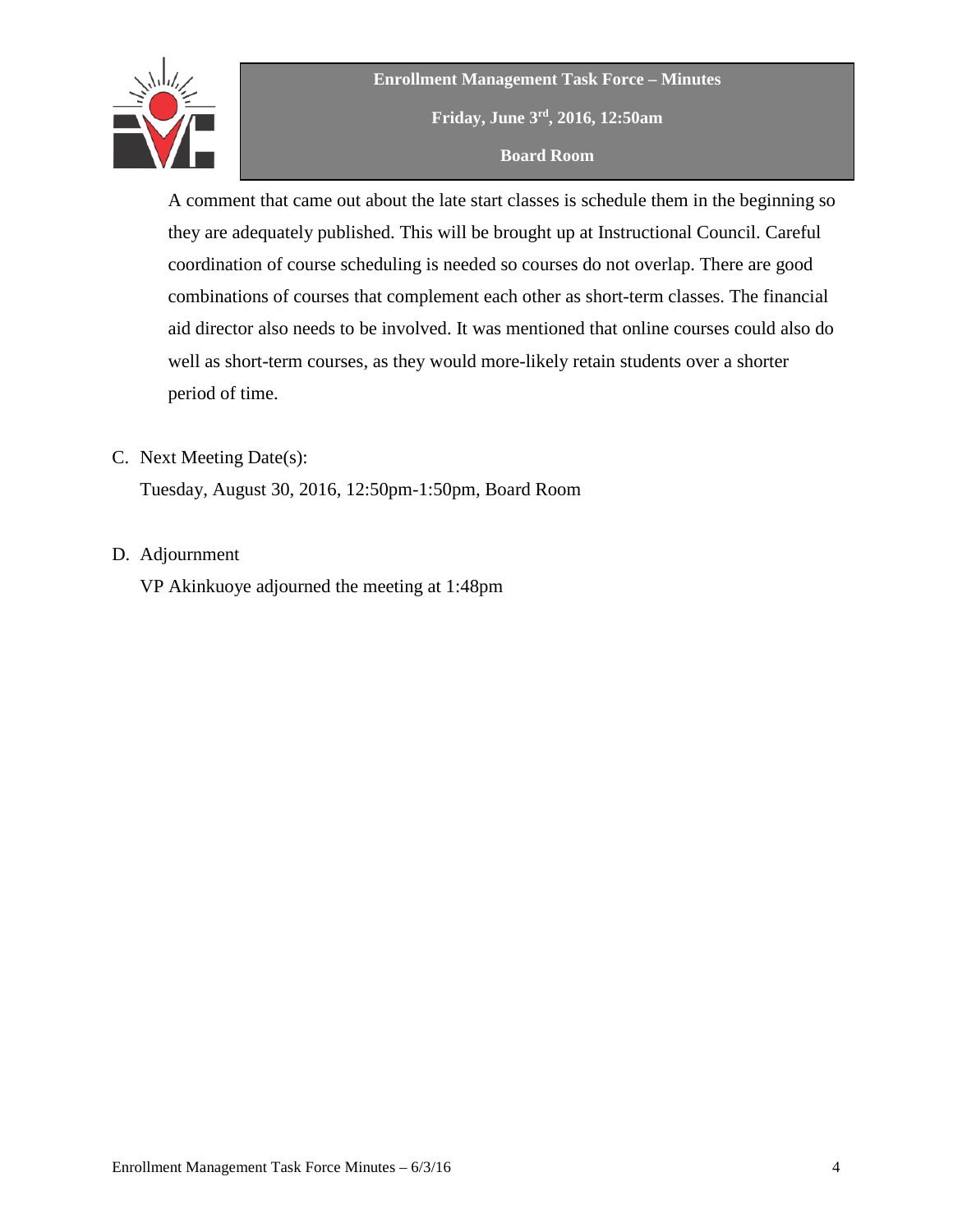A comment that came out about the late start classes is schedule them in the beginning so they are adequately published. This will be brought up at Instructional Council. Careful coordination of course scheduling is needed so courses do not overlap. There are good combinations of courses that complement each other as short-term classes. The financial aid director also needs to be involved. It was mentioned that online courses could also do well as short-term courses, as they would more-likely retain students over a shorter period of time.

C. Next Meeting Date(s):

Tuesday, August 30, 2016, 12:50pm-1:50pm, Board Room

D. Adjournment

VP Akinkuoye adjourned the meeting at 1:48pm